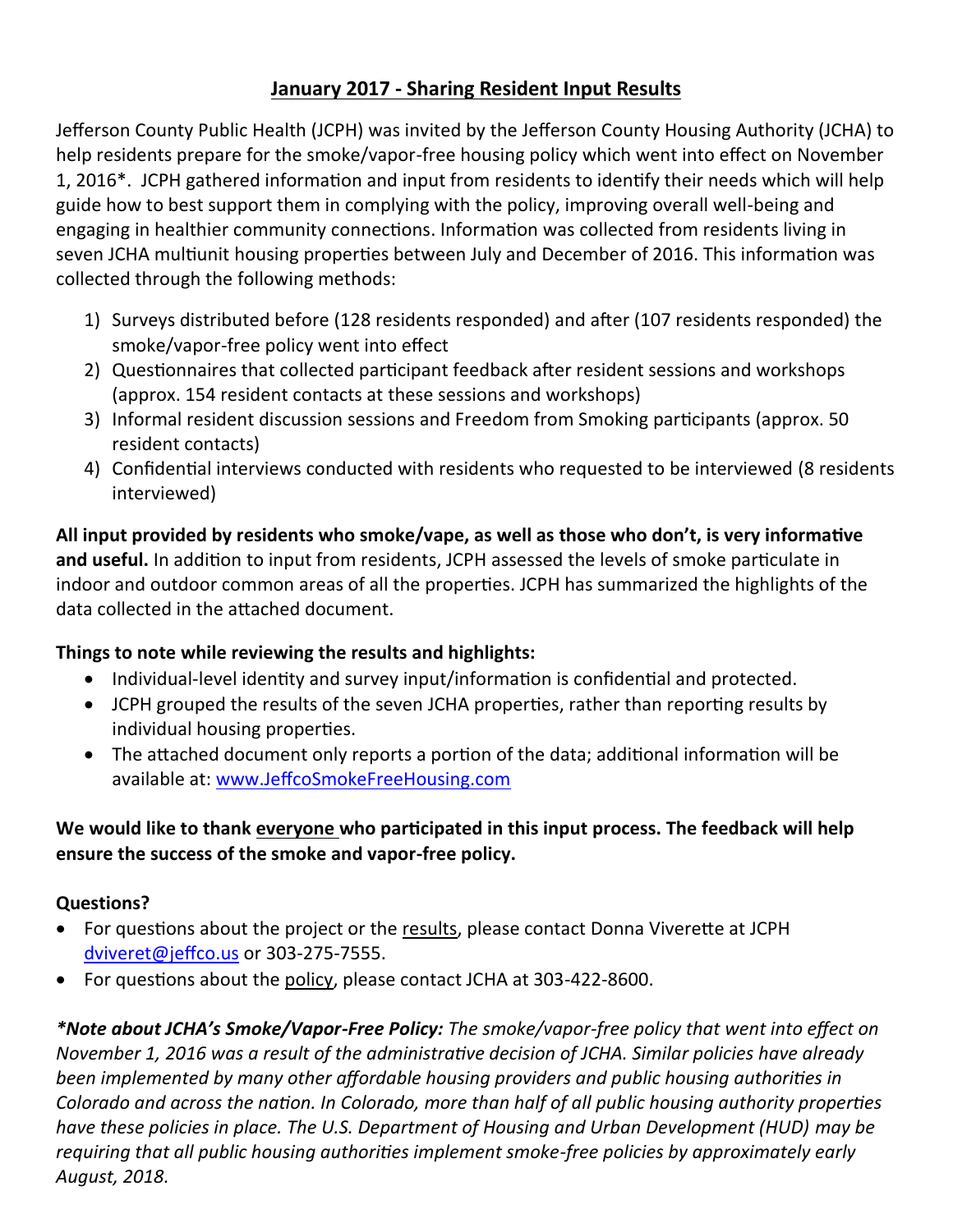# January 2017 - Sharing Resident Input Results

Jefferson County Public Health (JCPH) was invited by the Jefferson County Housing Authority (JCHA) to help residents prepare for the smoke/vapor-free housing policy which went into effect on November 1, 2016*. JCPH gathered information and input from residents to identify their needs which will help guide how to best support them in complying with the policy, improving overall well-being and engaging in healthier community connections. Information was collected from residents living in seven JCHA multiunit housing properties between July and December of 2016. This information was collected through the following methods:

1) Surveys distributed before (128 residents responded) and after (107 residents responded) the smoke/vapor-free policy went into effect
2) Questionnaires that collected participant feedback after resident sessions and workshops (approx. 154 resident contacts at these sessions and workshops)
3) Informal resident discussion sessions and Freedom from Smoking participants (approx. 50 resident contacts)
4) Confidential interviews conducted with residents who requested to be interviewed (8 residents interviewed)

**All input provided by residents who smoke/vape, as well as those who don't, is very informative and useful.** In addition to input from residents, JCPH assessed the levels of smoke particulate in indoor and outdoor common areas of all the properties. JCPH has summarized the highlights of the data collected in the attached document.

**Things to note while reviewing the results and highlights:**

- Individual-level identity and survey input/information is confidential and protected.
- JCPH grouped the results of the seven JCHA properties, rather than reporting results by individual housing properties.
- The attached document only reports a portion of the data; additional information will be available at: www.JeffcoSmokeFreeHousing.com

**We would like to thank <u>everyone</u> who participated in this input process. The feedback will help ensure the success of the smoke and vapor-free policy.**

**Questions?**

- For questions about the project or the <u>results</u>, please contact Donna Viverette at JCPH dviveret@jeffco.us or 303-275-7555.
- For questions about the <u>policy</u>, please contact JCHA at 303-422-8600.

***Note about JCHA's Smoke/Vapor-Free Policy:** The smoke/vapor-free policy that went into effect on November 1, 2016 was a result of the administrative decision of JCHA. Similar policies have already been implemented by many other affordable housing providers and public housing authorities in Colorado and across the nation. In Colorado, more than half of all public housing authority properties have these policies in place. The U.S. Department of Housing and Urban Development (HUD) may be requiring that all public housing authorities implement smoke-free policies by approximately early August, 2018.*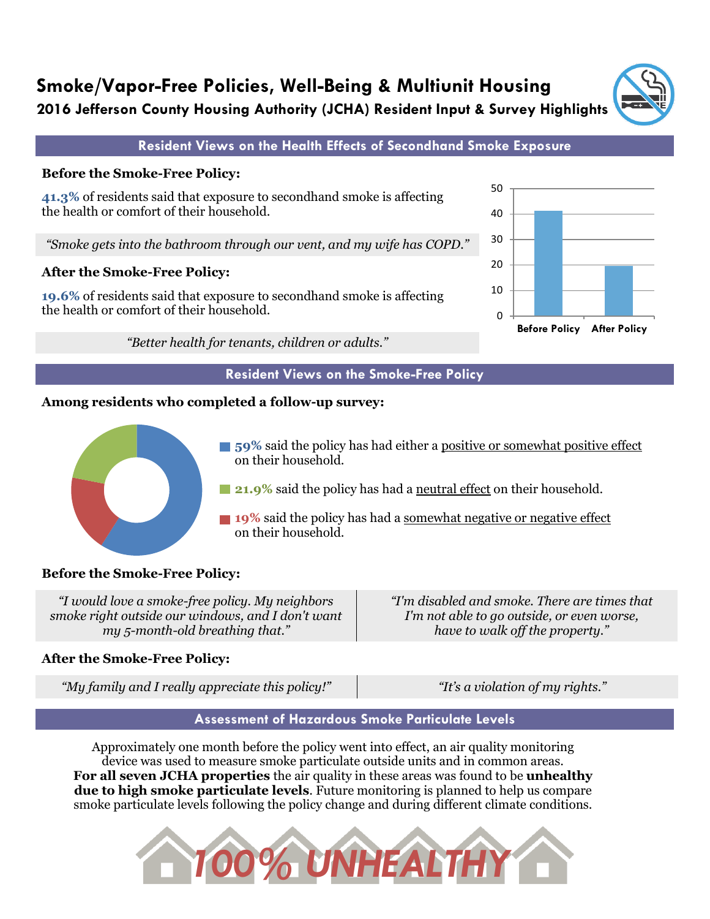# Smoke/Vapor-Free Policies, Well-Being & Multiunit Housing

## 2016 Jefferson County Housing Authority (JCHA) Resident Input & Survey Highlights

### Resident Views on the Health Effects of Secondhand Smoke Exposure

**Before the Smoke-Free Policy:**

**41.3%** of residents said that exposure to secondhand smoke is affecting the health or comfort of their household.

*"Smoke gets into the bathroom through our vent, and my wife has COPD."*

**After the Smoke-Free Policy:**

**19.6%** of residents said that exposure to secondhand smoke is affecting the health or comfort of their household.

*"Better health for tenants, children or adults."*

### Resident Views on the Smoke-Free Policy

**Among residents who completed a follow-up survey:**

- **59%** said the policy has had either a positive or somewhat positive effect on their household.
- **21.9%** said the policy has had a neutral effect on their household.
- **19%** said the policy has had a somewhat negative or negative effect on their household.

**Before the Smoke-Free Policy:**

*"I would love a smoke-free policy. My neighbors smoke right outside our windows, and I don't want my 5-month-old breathing that."*

*"I'm disabled and smoke. There are times that I'm not able to go outside, or even worse, have to walk off the property."*

**After the Smoke-Free Policy:**

*"My family and I really appreciate this policy!"*

*"It's a violation of my rights."*

### Assessment of Hazardous Smoke Particulate Levels

Approximately one month before the policy went into effect, an air quality monitoring device was used to measure smoke particulate outside units and in common areas. **For all seven JCHA properties** the air quality in these areas was found to be **unhealthy due to high smoke particulate levels**. Future monitoring is planned to help us compare smoke particulate levels following the policy change and during different climate conditions.

**100% UNHEALTHY**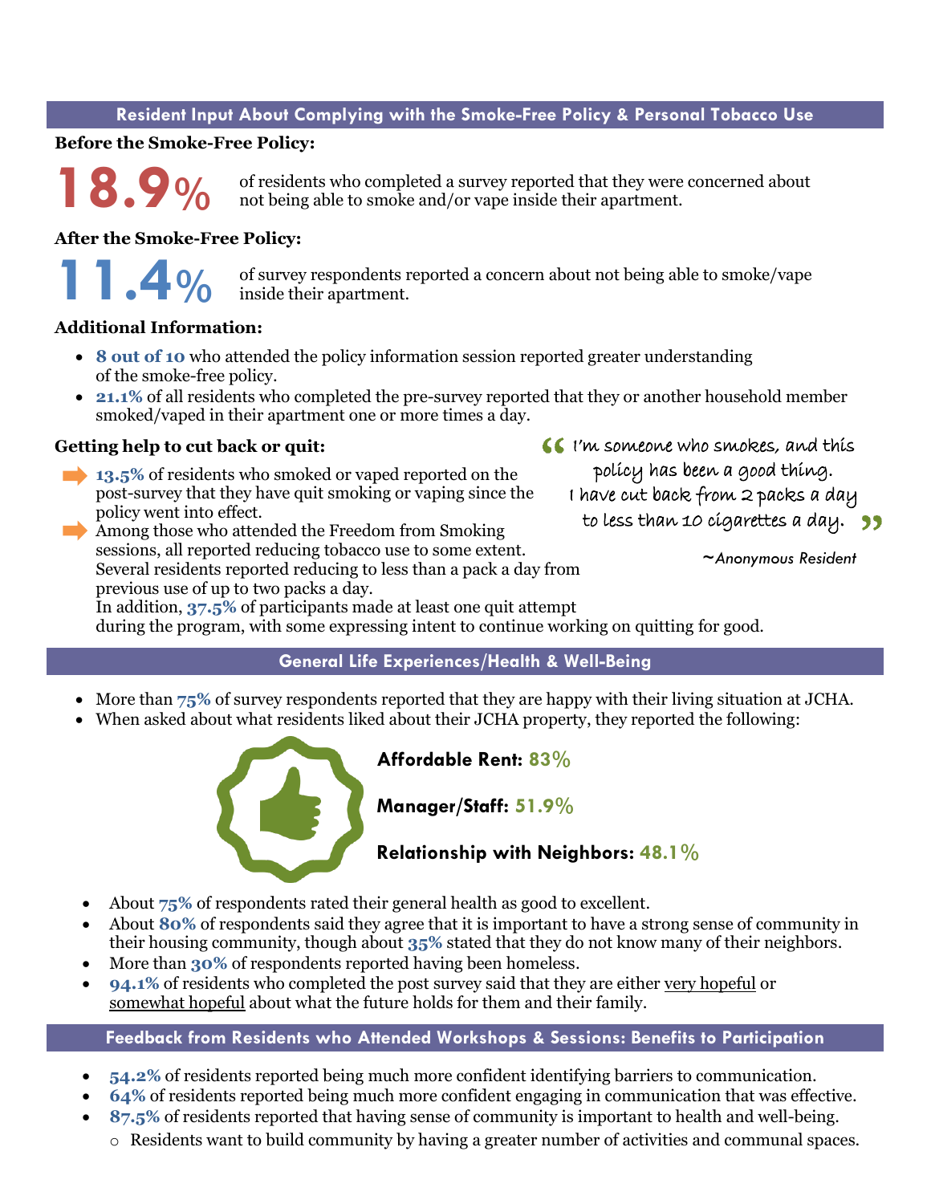## Resident Input About Complying with the Smoke-Free Policy & Personal Tobacco Use

**Before the Smoke-Free Policy:**

**18.9%** of residents who completed a survey reported that they were concerned about not being able to smoke and/or vape inside their apartment.

**After the Smoke-Free Policy:**

**11.4%** of survey respondents reported a concern about not being able to smoke/vape inside their apartment.

**Additional Information:**

- **8 out of 10** who attended the policy information session reported greater understanding of the smoke-free policy.
- **21.1%** of all residents who completed the pre-survey reported that they or another household member smoked/vaped in their apartment one or more times a day.

**Getting help to cut back or quit:**

- **13.5%** of residents who smoked or vaped reported on the post-survey that they have quit smoking or vaping since the policy went into effect.
- Among those who attended the Freedom from Smoking sessions, all reported reducing tobacco use to some extent. Several residents reported reducing to less than a pack a day from previous use of up to two packs a day. In addition, **37.5%** of participants made at least one quit attempt during the program, with some expressing intent to continue working on quitting for good.

> "I'm someone who smokes, and this policy has been a good thing. I have cut back from 2 packs a day to less than 10 cigarettes a day."
>
> *~Anonymous Resident*

## General Life Experiences/Health & Well-Being

- More than **75%** of survey respondents reported that they are happy with their living situation at JCHA.
- When asked about what residents liked about their JCHA property, they reported the following:

**Affordable Rent:** 83%

**Manager/Staff:** 51.9%

**Relationship with Neighbors:** 48.1%

- About **75%** of respondents rated their general health as good to excellent.
- About **80%** of respondents said they agree that it is important to have a strong sense of community in their housing community, though about **35%** stated that they do not know many of their neighbors.
- More than **30%** of respondents reported having been homeless.
- **94.1%** of residents who completed the post survey said that they are either very hopeful or somewhat hopeful about what the future holds for them and their family.

## Feedback from Residents who Attended Workshops & Sessions: Benefits to Participation

- **54.2%** of residents reported being much more confident identifying barriers to communication.
- **64%** of residents reported being much more confident engaging in communication that was effective.
- **87.5%** of residents reported that having sense of community is important to health and well-being.
  - Residents want to build community by having a greater number of activities and communal spaces.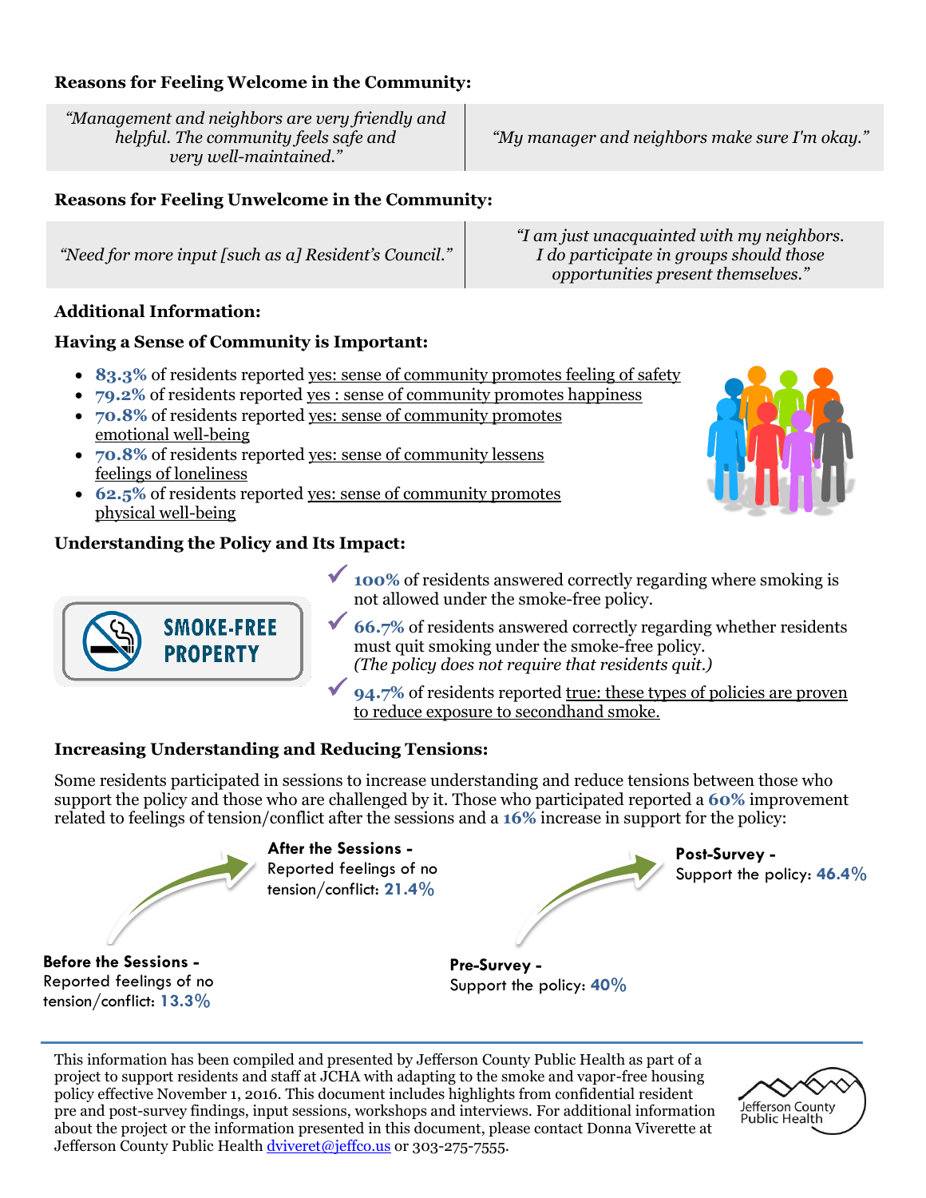### Reasons for Feeling Welcome in the Community:

| | |
|---|---|
| *"Management and neighbors are very friendly and helpful. The community feels safe and very well-maintained."* | *"My manager and neighbors make sure I'm okay."* |

### Reasons for Feeling Unwelcome in the Community:

| | |
|---|---|
| *"Need for more input [such as a] Resident's Council."* | *"I am just unacquainted with my neighbors. I do participate in groups should those opportunities present themselves."* |

### Additional Information:

### Having a Sense of Community is Important:

- **83.3%** of residents reported yes: sense of community promotes feeling of safety
- **79.2%** of residents reported yes : sense of community promotes happiness
- **70.8%** of residents reported yes: sense of community promotes emotional well-being
- **70.8%** of residents reported yes: sense of community lessens feelings of loneliness
- **62.5%** of residents reported yes: sense of community promotes physical well-being

### Understanding the Policy and Its Impact:

SMOKE-FREE PROPERTY

- ✓ **100%** of residents answered correctly regarding where smoking is not allowed under the smoke-free policy.
- ✓ **66.7%** of residents answered correctly regarding whether residents must quit smoking under the smoke-free policy. *(The policy does not require that residents quit.)*
- ✓ **94.7%** of residents reported true: these types of policies are proven to reduce exposure to secondhand smoke.

### Increasing Understanding and Reducing Tensions:

Some residents participated in sessions to increase understanding and reduce tensions between those who support the policy and those who are challenged by it. Those who participated reported a **60%** improvement related to feelings of tension/conflict after the sessions and a **16%** increase in support for the policy:

**Before the Sessions -**
Reported feelings of no tension/conflict: **13.3%**

**After the Sessions -**
Reported feelings of no tension/conflict: **21.4%**

**Pre-Survey -**
Support the policy: **40%**

**Post-Survey -**
Support the policy: **46.4%**

---

This information has been compiled and presented by Jefferson County Public Health as part of a project to support residents and staff at JCHA with adapting to the smoke and vapor-free housing policy effective November 1, 2016. This document includes highlights from confidential resident pre and post-survey findings, input sessions, workshops and interviews. For additional information about the project or the information presented in this document, please contact Donna Viverette at Jefferson County Public Health dviveret@jeffco.us or 303-275-7555.

Jefferson County Public Health